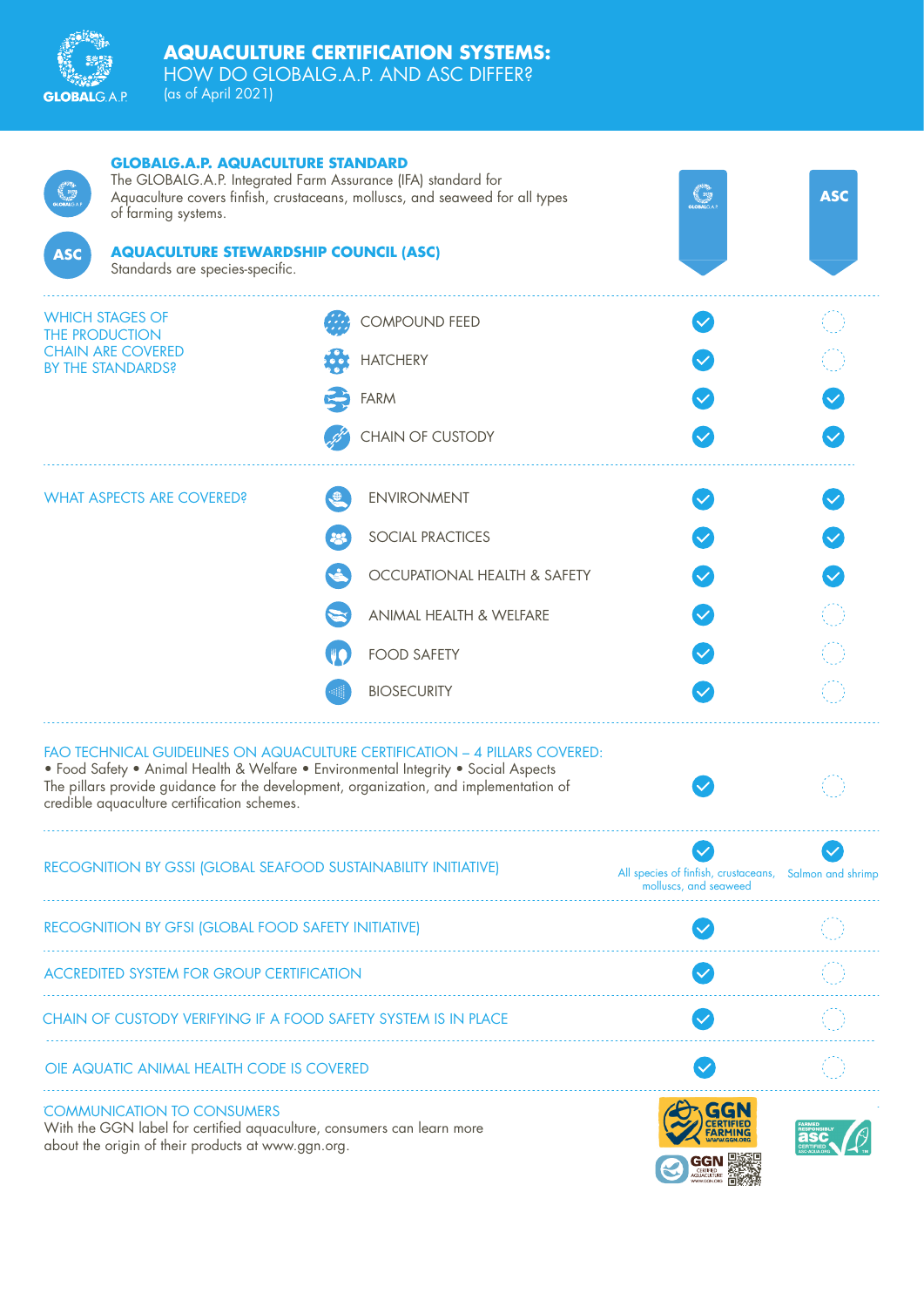# AQUACULTURE CERTIFICATION SYSTEMS: HOW DO GLOBALG.A.P. AND ASC DIFFER?

(as of April 2021)

## GLOBALG.A.P. AQUACULTURE STANDARD

The GLOBALG.A.P. Integrated Farm Assurance (IFA) standard for Aquaculture covers finfish, crustaceans, molluscs, and seaweed for all types of farming systems.

## AQUACULTURE STEWARDSHIP COUNCIL (ASC)

Standards are species-specific.

| | | GLOBALG.A.P. | ASC |
|---|---|---|---|
| WHICH STAGES OF THE PRODUCTION CHAIN ARE COVERED BY THE STANDARDS? | COMPOUND FEED | ✓ | |
| | HATCHERY | ✓ | |
| | FARM | ✓ | ✓ |
| | CHAIN OF CUSTODY | ✓ | ✓ |
| WHAT ASPECTS ARE COVERED? | ENVIRONMENT | ✓ | ✓ |
| | SOCIAL PRACTICES | ✓ | ✓ |
| | OCCUPATIONAL HEALTH & SAFETY | ✓ | ✓ |
| | ANIMAL HEALTH & WELFARE | ✓ | |
| | FOOD SAFETY | ✓ | |
| | BIOSECURITY | ✓ | |
| FAO TECHNICAL GUIDELINES ON AQUACULTURE CERTIFICATION – 4 PILLARS COVERED: • Food Safety • Animal Health & Welfare • Environmental Integrity • Social Aspects. The pillars provide guidance for the development, organization, and implementation of credible aquaculture certification schemes. | | ✓ | |
| RECOGNITION BY GSSI (GLOBAL SEAFOOD SUSTAINABILITY INITIATIVE) | | ✓ All species of finfish, crustaceans, molluscs, and seaweed | ✓ Salmon and shrimp |
| RECOGNITION BY GFSI (GLOBAL FOOD SAFETY INITIATIVE) | | ✓ | |
| ACCREDITED SYSTEM FOR GROUP CERTIFICATION | | ✓ | |
| CHAIN OF CUSTODY VERIFYING IF A FOOD SAFETY SYSTEM IS IN PLACE | | ✓ | |
| OIE AQUATIC ANIMAL HEALTH CODE IS COVERED | | ✓ | |

## COMMUNICATION TO CONSUMERS

With the GGN label for certified aquaculture, consumers can learn more about the origin of their products at www.ggn.org.

GGN CERTIFIED FARMING WWW.GGN.ORG | GGN CERTIFIED AQUACULTURE WWW.GGN.ORG | FARMED RESPONSIBLY asc CERTIFIED ASC-AQUA.ORG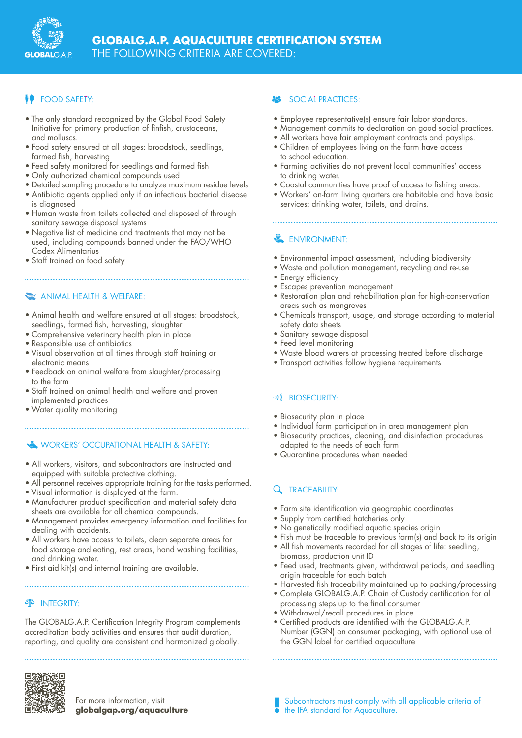# GLOBALG.A.P. AQUACULTURE CERTIFICATION SYSTEM

THE FOLLOWING CRITERIA ARE COVERED:

## FOOD SAFETY:

- The only standard recognized by the Global Food Safety Initiative for primary production of finfish, crustaceans, and molluscs.
- Food safety ensured at all stages: broodstock, seedlings, farmed fish, harvesting
- Feed safety monitored for seedlings and farmed fish
- Only authorized chemical compounds used
- Detailed sampling procedure to analyze maximum residue levels
- Antibiotic agents applied only if an infectious bacterial disease is diagnosed
- Human waste from toilets collected and disposed of through sanitary sewage disposal systems
- Negative list of medicine and treatments that may not be used, including compounds banned under the FAO/WHO Codex Alimentarius
- Staff trained on food safety

## ANIMAL HEALTH & WELFARE:

- Animal health and welfare ensured at all stages: broodstock, seedlings, farmed fish, harvesting, slaughter
- Comprehensive veterinary health plan in place
- Responsible use of antibiotics
- Visual observation at all times through staff training or electronic means
- Feedback on animal welfare from slaughter/processing to the farm
- Staff trained on animal health and welfare and proven implemented practices
- Water quality monitoring

## WORKERS' OCCUPATIONAL HEALTH & SAFETY:

- All workers, visitors, and subcontractors are instructed and equipped with suitable protective clothing.
- All personnel receives appropriate training for the tasks performed.
- Visual information is displayed at the farm.
- Manufacturer product specification and material safety data sheets are available for all chemical compounds.
- Management provides emergency information and facilities for dealing with accidents.
- All workers have access to toilets, clean separate areas for food storage and eating, rest areas, hand washing facilities, and drinking water.
- First aid kit(s) and internal training are available.

## INTEGRITY:

The GLOBALG.A.P. Certification Integrity Program complements accreditation body activities and ensures that audit duration, reporting, and quality are consistent and harmonized globally.

For more information, visit
**globalgap.org/aquaculture**

## SOCIAL PRACTICES:

- Employee representative(s) ensure fair labor standards.
- Management commits to declaration on good social practices.
- All workers have fair employment contracts and payslips.
- Children of employees living on the farm have access to school education.
- Farming activities do not prevent local communities' access to drinking water.
- Coastal communities have proof of access to fishing areas.
- Workers' on-farm living quarters are habitable and have basic services: drinking water, toilets, and drains.

## ENVIRONMENT:

- Environmental impact assessment, including biodiversity
- Waste and pollution management, recycling and re-use
- Energy efficiency
- Escapes prevention management
- Restoration plan and rehabilitation plan for high-conservation areas such as mangroves
- Chemicals transport, usage, and storage according to material safety data sheets
- Sanitary sewage disposal
- Feed level monitoring
- Waste blood waters at processing treated before discharge
- Transport activities follow hygiene requirements

## BIOSECURITY:

- Biosecurity plan in place
- Individual farm participation in area management plan
- Biosecurity practices, cleaning, and disinfection procedures adapted to the needs of each farm
- Quarantine procedures when needed

## TRACEABILITY:

- Farm site identification via geographic coordinates
- Supply from certified hatcheries only
- No genetically modified aquatic species origin
- Fish must be traceable to previous farm(s) and back to its origin
- All fish movements recorded for all stages of life: seedling, biomass, production unit ID
- Feed used, treatments given, withdrawal periods, and seedling origin traceable for each batch
- Harvested fish traceability maintained up to packing/processing
- Complete GLOBALG.A.P. Chain of Custody certification for all processing steps up to the final consumer
- Withdrawal/recall procedures in place
- Certified products are identified with the GLOBALG.A.P. Number (GGN) on consumer packaging, with optional use of the GGN label for certified aquaculture

**!** Subcontractors must comply with all applicable criteria of the IFA standard for Aquaculture.